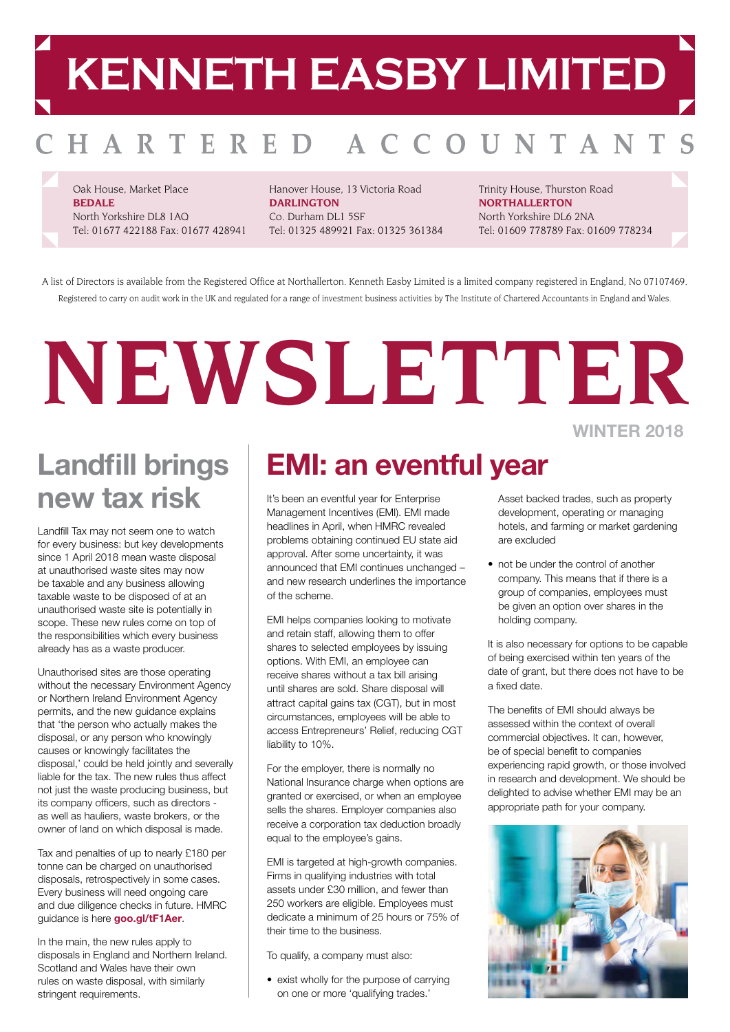# KENNETH EASBY LIMITED

CHARTERED ACCOUNTANTS

Oak House, Market Place
**BEDALE**
North Yorkshire DL8 1AQ
Tel: 01677 422188 Fax: 01677 428941

Hanover House, 13 Victoria Road
**DARLINGTON**
Co. Durham DL1 5SF
Tel: 01325 489921 Fax: 01325 361384

Trinity House, Thurston Road
**NORTHALLERTON**
North Yorkshire DL6 2NA
Tel: 01609 778789 Fax: 01609 778234

A list of Directors is available from the Registered Office at Northallerton. Kenneth Easby Limited is a limited company registered in England, No 07107469.
Registered to carry on audit work in the UK and regulated for a range of investment business activities by The Institute of Chartered Accountants in England and Wales.

# NEWSLETTER

WINTER 2018

## Landfill brings new tax risk

Landfill Tax may not seem one to watch for every business: but key developments since 1 April 2018 mean waste disposal at unauthorised waste sites may now be taxable and any business allowing taxable waste to be disposed of at an unauthorised waste site is potentially in scope. These new rules come on top of the responsibilities which every business already has as a waste producer.

Unauthorised sites are those operating without the necessary Environment Agency or Northern Ireland Environment Agency permits, and the new guidance explains that 'the person who actually makes the disposal, or any person who knowingly causes or knowingly facilitates the disposal,' could be held jointly and severally liable for the tax. The new rules thus affect not just the waste producing business, but its company officers, such as directors - as well as hauliers, waste brokers, or the owner of land on which disposal is made.

Tax and penalties of up to nearly £180 per tonne can be charged on unauthorised disposals, retrospectively in some cases. Every business will need ongoing care and due diligence checks in future. HMRC guidance is here **goo.gl/tF1Aer**.

In the main, the new rules apply to disposals in England and Northern Ireland. Scotland and Wales have their own rules on waste disposal, with similarly stringent requirements.

## EMI: an eventful year

It's been an eventful year for Enterprise Management Incentives (EMI). EMI made headlines in April, when HMRC revealed problems obtaining continued EU state aid approval. After some uncertainty, it was announced that EMI continues unchanged – and new research underlines the importance of the scheme.

EMI helps companies looking to motivate and retain staff, allowing them to offer shares to selected employees by issuing options. With EMI, an employee can receive shares without a tax bill arising until shares are sold. Share disposal will attract capital gains tax (CGT), but in most circumstances, employees will be able to access Entrepreneurs' Relief, reducing CGT liability to 10%.

For the employer, there is normally no National Insurance charge when options are granted or exercised, or when an employee sells the shares. Employer companies also receive a corporation tax deduction broadly equal to the employee's gains.

EMI is targeted at high-growth companies. Firms in qualifying industries with total assets under £30 million, and fewer than 250 workers are eligible. Employees must dedicate a minimum of 25 hours or 75% of their time to the business.

To qualify, a company must also:

- exist wholly for the purpose of carrying on one or more 'qualifying trades.' Asset backed trades, such as property development, operating or managing hotels, and farming or market gardening are excluded
- not be under the control of another company. This means that if there is a group of companies, employees must be given an option over shares in the holding company.

It is also necessary for options to be capable of being exercised within ten years of the date of grant, but there does not have to be a fixed date.

The benefits of EMI should always be assessed within the context of overall commercial objectives. It can, however, be of special benefit to companies experiencing rapid growth, or those involved in research and development. We should be delighted to advise whether EMI may be an appropriate path for your company.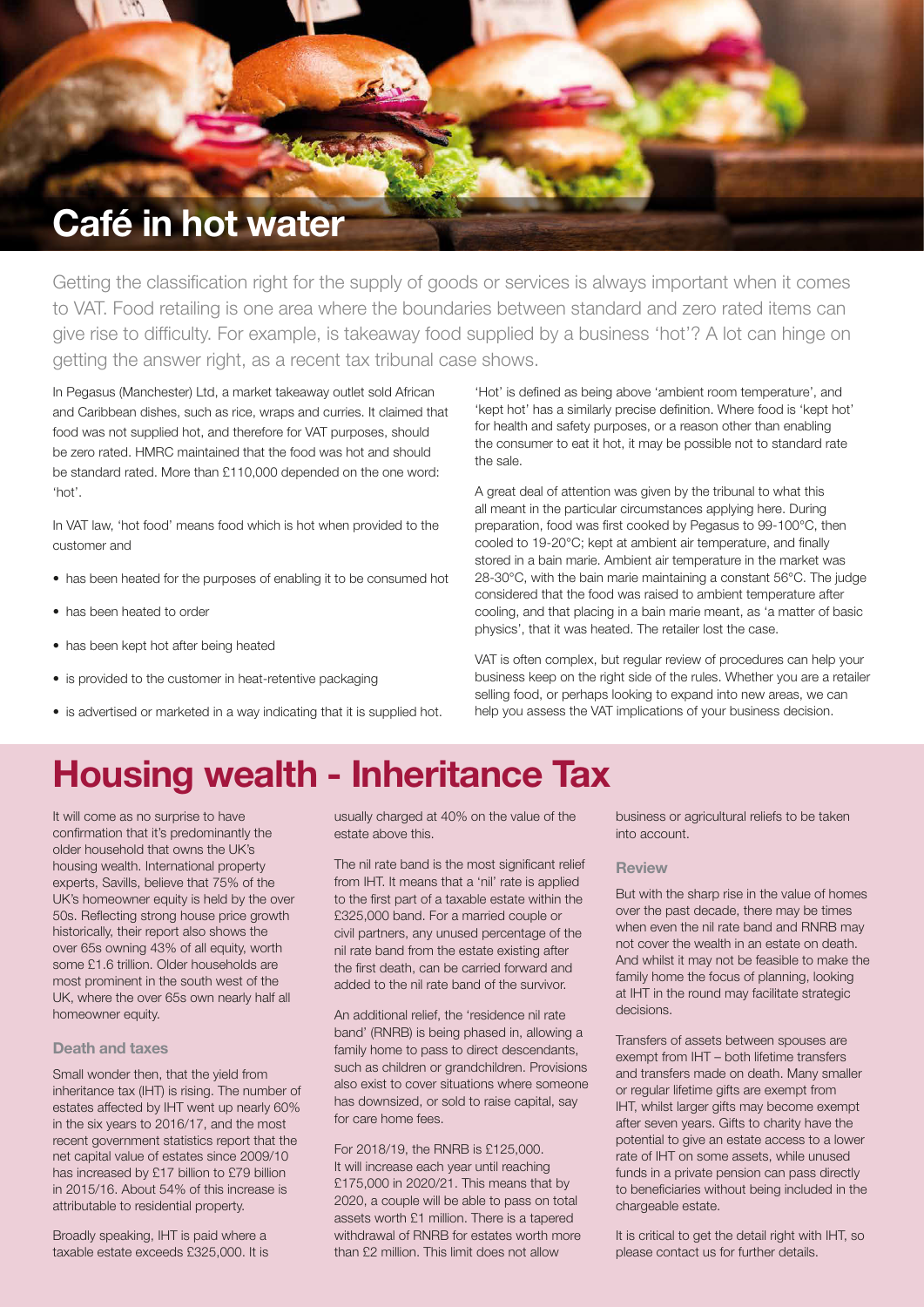# Café in hot water

Getting the classification right for the supply of goods or services is always important when it comes to VAT. Food retailing is one area where the boundaries between standard and zero rated items can give rise to difficulty. For example, is takeaway food supplied by a business 'hot'? A lot can hinge on getting the answer right, as a recent tax tribunal case shows.

In Pegasus (Manchester) Ltd, a market takeaway outlet sold African and Caribbean dishes, such as rice, wraps and curries. It claimed that food was not supplied hot, and therefore for VAT purposes, should be zero rated. HMRC maintained that the food was hot and should be standard rated. More than £110,000 depended on the one word: 'hot'.

In VAT law, 'hot food' means food which is hot when provided to the customer and

- has been heated for the purposes of enabling it to be consumed hot
- has been heated to order
- has been kept hot after being heated
- is provided to the customer in heat-retentive packaging
- is advertised or marketed in a way indicating that it is supplied hot.

'Hot' is defined as being above 'ambient room temperature', and 'kept hot' has a similarly precise definition. Where food is 'kept hot' for health and safety purposes, or a reason other than enabling the consumer to eat it hot, it may be possible not to standard rate the sale.

A great deal of attention was given by the tribunal to what this all meant in the particular circumstances applying here. During preparation, food was first cooked by Pegasus to 99-100°C, then cooled to 19-20°C; kept at ambient air temperature, and finally stored in a bain marie. Ambient air temperature in the market was 28-30°C, with the bain marie maintaining a constant 56°C. The judge considered that the food was raised to ambient temperature after cooling, and that placing in a bain marie meant, as 'a matter of basic physics', that it was heated. The retailer lost the case.

VAT is often complex, but regular review of procedures can help your business keep on the right side of the rules. Whether you are a retailer selling food, or perhaps looking to expand into new areas, we can help you assess the VAT implications of your business decision.

# Housing wealth - Inheritance Tax

It will come as no surprise to have confirmation that it's predominantly the older household that owns the UK's housing wealth. International property experts, Savills, believe that 75% of the UK's homeowner equity is held by the over 50s. Reflecting strong house price growth historically, their report also shows the over 65s owning 43% of all equity, worth some £1.6 trillion. Older households are most prominent in the south west of the UK, where the over 65s own nearly half all homeowner equity.

### Death and taxes

Small wonder then, that the yield from inheritance tax (IHT) is rising. The number of estates affected by IHT went up nearly 60% in the six years to 2016/17, and the most recent government statistics report that the net capital value of estates since 2009/10 has increased by £17 billion to £79 billion in 2015/16. About 54% of this increase is attributable to residential property.

Broadly speaking, IHT is paid where a taxable estate exceeds £325,000. It is usually charged at 40% on the value of the estate above this.

The nil rate band is the most significant relief from IHT. It means that a 'nil' rate is applied to the first part of a taxable estate within the £325,000 band. For a married couple or civil partners, any unused percentage of the nil rate band from the estate existing after the first death, can be carried forward and added to the nil rate band of the survivor.

An additional relief, the 'residence nil rate band' (RNRB) is being phased in, allowing a family home to pass to direct descendants, such as children or grandchildren. Provisions also exist to cover situations where someone has downsized, or sold to raise capital, say for care home fees.

For 2018/19, the RNRB is £125,000. It will increase each year until reaching £175,000 in 2020/21. This means that by 2020, a couple will be able to pass on total assets worth £1 million. There is a tapered withdrawal of RNRB for estates worth more than £2 million. This limit does not allow business or agricultural reliefs to be taken into account.

### Review

But with the sharp rise in the value of homes over the past decade, there may be times when even the nil rate band and RNRB may not cover the wealth in an estate on death. And whilst it may not be feasible to make the family home the focus of planning, looking at IHT in the round may facilitate strategic decisions.

Transfers of assets between spouses are exempt from IHT – both lifetime transfers and transfers made on death. Many smaller or regular lifetime gifts are exempt from IHT, whilst larger gifts may become exempt after seven years. Gifts to charity have the potential to give an estate access to a lower rate of IHT on some assets, while unused funds in a private pension can pass directly to beneficiaries without being included in the chargeable estate.

It is critical to get the detail right with IHT, so please contact us for further details.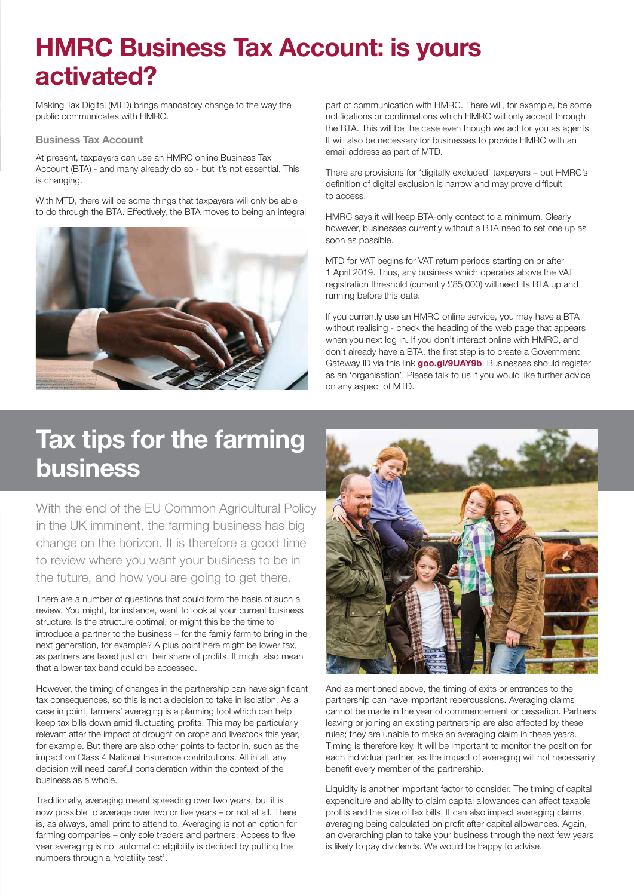# HMRC Business Tax Account: is yours activated?

Making Tax Digital (MTD) brings mandatory change to the way the public communicates with HMRC.

### Business Tax Account

At present, taxpayers can use an HMRC online Business Tax Account (BTA) - and many already do so - but it's not essential. This is changing.

With MTD, there will be some things that taxpayers will only be able to do through the BTA. Effectively, the BTA moves to being an integral part of communication with HMRC. There will, for example, be some notifications or confirmations which HMRC will only accept through the BTA. This will be the case even though we act for you as agents. It will also be necessary for businesses to provide HMRC with an email address as part of MTD.

There are provisions for 'digitally excluded' taxpayers – but HMRC's definition of digital exclusion is narrow and may prove difficult to access.

HMRC says it will keep BTA-only contact to a minimum. Clearly however, businesses currently without a BTA need to set one up as soon as possible.

MTD for VAT begins for VAT return periods starting on or after 1 April 2019. Thus, any business which operates above the VAT registration threshold (currently £85,000) will need its BTA up and running before this date.

If you currently use an HMRC online service, you may have a BTA without realising - check the heading of the web page that appears when you next log in. If you don't interact online with HMRC, and don't already have a BTA, the first step is to create a Government Gateway ID via this link **goo.gl/9UAY9b**. Businesses should register as an 'organisation'. Please talk to us if you would like further advice on any aspect of MTD.

# Tax tips for the farming business

With the end of the EU Common Agricultural Policy in the UK imminent, the farming business has big change on the horizon. It is therefore a good time to review where you want your business to be in the future, and how you are going to get there.

There are a number of questions that could form the basis of such a review. You might, for instance, want to look at your current business structure. Is the structure optimal, or might this be the time to introduce a partner to the business – for the family farm to bring in the next generation, for example? A plus point here might be lower tax, as partners are taxed just on their share of profits. It might also mean that a lower tax band could be accessed.

However, the timing of changes in the partnership can have significant tax consequences, so this is not a decision to take in isolation. As a case in point, farmers' averaging is a planning tool which can help keep tax bills down amid fluctuating profits. This may be particularly relevant after the impact of drought on crops and livestock this year, for example. But there are also other points to factor in, such as the impact on Class 4 National Insurance contributions. All in all, any decision will need careful consideration within the context of the business as a whole.

Traditionally, averaging meant spreading over two years, but it is now possible to average over two or five years – or not at all. There is, as always, small print to attend to. Averaging is not an option for farming companies – only sole traders and partners. Access to five year averaging is not automatic: eligibility is decided by putting the numbers through a 'volatility test'.

And as mentioned above, the timing of exits or entrances to the partnership can have important repercussions. Averaging claims cannot be made in the year of commencement or cessation. Partners leaving or joining an existing partnership are also affected by these rules; they are unable to make an averaging claim in these years. Timing is therefore key. It will be important to monitor the position for each individual partner, as the impact of averaging will not necessarily benefit every member of the partnership.

Liquidity is another important factor to consider. The timing of capital expenditure and ability to claim capital allowances can affect taxable profits and the size of tax bills. It can also impact averaging claims, averaging being calculated on profit after capital allowances. Again, an overarching plan to take your business through the next few years is likely to pay dividends. We would be happy to advise.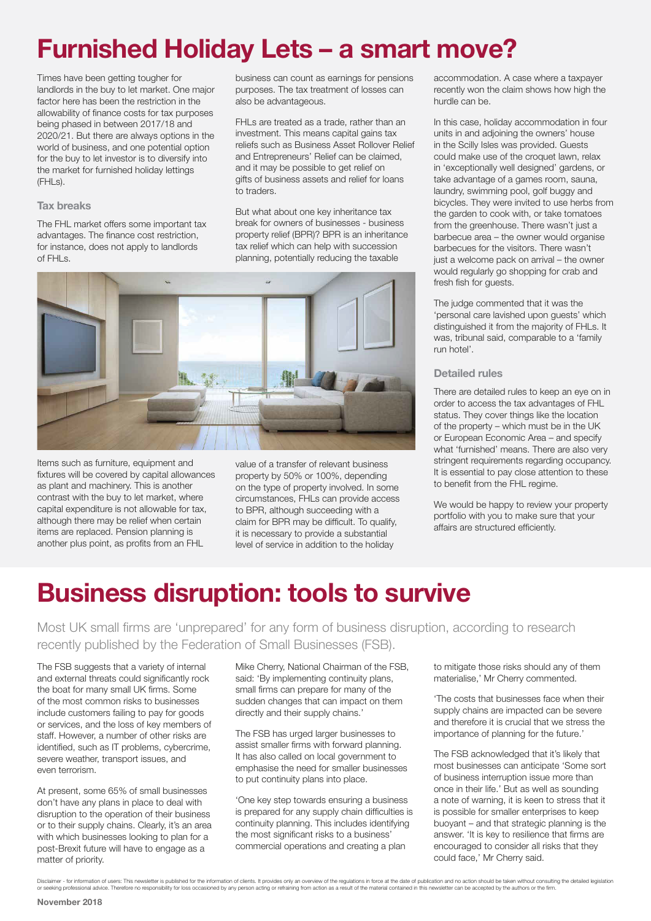# Furnished Holiday Lets – a smart move?

Times have been getting tougher for landlords in the buy to let market. One major factor here has been the restriction in the allowability of finance costs for tax purposes being phased in between 2017/18 and 2020/21. But there are always options in the world of business, and one potential option for the buy to let investor is to diversify into the market for furnished holiday lettings (FHLs).

### Tax breaks

The FHL market offers some important tax advantages. The finance cost restriction, for instance, does not apply to landlords of FHLs.

Items such as furniture, equipment and fixtures will be covered by capital allowances as plant and machinery. This is another contrast with the buy to let market, where capital expenditure is not allowable for tax, although there may be relief when certain items are replaced. Pension planning is another plus point, as profits from an FHL business can count as earnings for pensions purposes. The tax treatment of losses can also be advantageous.

FHLs are treated as a trade, rather than an investment. This means capital gains tax reliefs such as Business Asset Rollover Relief and Entrepreneurs' Relief can be claimed, and it may be possible to get relief on gifts of business assets and relief for loans to traders.

But what about one key inheritance tax break for owners of businesses - business property relief (BPR)? BPR is an inheritance tax relief which can help with succession planning, potentially reducing the taxable value of a transfer of relevant business property by 50% or 100%, depending on the type of property involved. In some circumstances, FHLs can provide access to BPR, although succeeding with a claim for BPR may be difficult. To qualify, it is necessary to provide a substantial level of service in addition to the holiday accommodation. A case where a taxpayer recently won the claim shows how high the hurdle can be.

In this case, holiday accommodation in four units in and adjoining the owners' house in the Scilly Isles was provided. Guests could make use of the croquet lawn, relax in 'exceptionally well designed' gardens, or take advantage of a games room, sauna, laundry, swimming pool, golf buggy and bicycles. They were invited to use herbs from the garden to cook with, or take tomatoes from the greenhouse. There wasn't just a barbecue area – the owner would organise barbecues for the visitors. There wasn't just a welcome pack on arrival – the owner would regularly go shopping for crab and fresh fish for guests.

The judge commented that it was the 'personal care lavished upon guests' which distinguished it from the majority of FHLs. It was, tribunal said, comparable to a 'family run hotel'.

### Detailed rules

There are detailed rules to keep an eye on in order to access the tax advantages of FHL status. They cover things like the location of the property – which must be in the UK or European Economic Area – and specify what 'furnished' means. There are also very stringent requirements regarding occupancy. It is essential to pay close attention to these to benefit from the FHL regime.

We would be happy to review your property portfolio with you to make sure that your affairs are structured efficiently.

# Business disruption: tools to survive

Most UK small firms are 'unprepared' for any form of business disruption, according to research recently published by the Federation of Small Businesses (FSB).

The FSB suggests that a variety of internal and external threats could significantly rock the boat for many small UK firms. Some of the most common risks to businesses include customers failing to pay for goods or services, and the loss of key members of staff. However, a number of other risks are identified, such as IT problems, cybercrime, severe weather, transport issues, and even terrorism.

At present, some 65% of small businesses don't have any plans in place to deal with disruption to the operation of their business or to their supply chains. Clearly, it's an area with which businesses looking to plan for a post-Brexit future will have to engage as a matter of priority.

Mike Cherry, National Chairman of the FSB, said: 'By implementing continuity plans, small firms can prepare for many of the sudden changes that can impact on them directly and their supply chains.'

The FSB has urged larger businesses to assist smaller firms with forward planning. It has also called on local government to emphasise the need for smaller businesses to put continuity plans into place.

'One key step towards ensuring a business is prepared for any supply chain difficulties is continuity planning. This includes identifying the most significant risks to a business' commercial operations and creating a plan to mitigate those risks should any of them materialise,' Mr Cherry commented.

'The costs that businesses face when their supply chains are impacted can be severe and therefore it is crucial that we stress the importance of planning for the future.'

The FSB acknowledged that it's likely that most businesses can anticipate 'Some sort of business interruption issue more than once in their life.' But as well as sounding a note of warning, it is keen to stress that it is possible for smaller enterprises to keep buoyant – and that strategic planning is the answer. 'It is key to resilience that firms are encouraged to consider all risks that they could face,' Mr Cherry said.

Disclaimer - for information of users: This newsletter is published for the information of clients. It provides only an overview of the regulations in force at the date of publication and no action should be taken without consulting the detailed legislation or seeking professional advice. Therefore no responsibility for loss occasioned by any person acting or refraining from action as a result of the material contained in this newsletter can be accepted by the authors or the firm.

November 2018